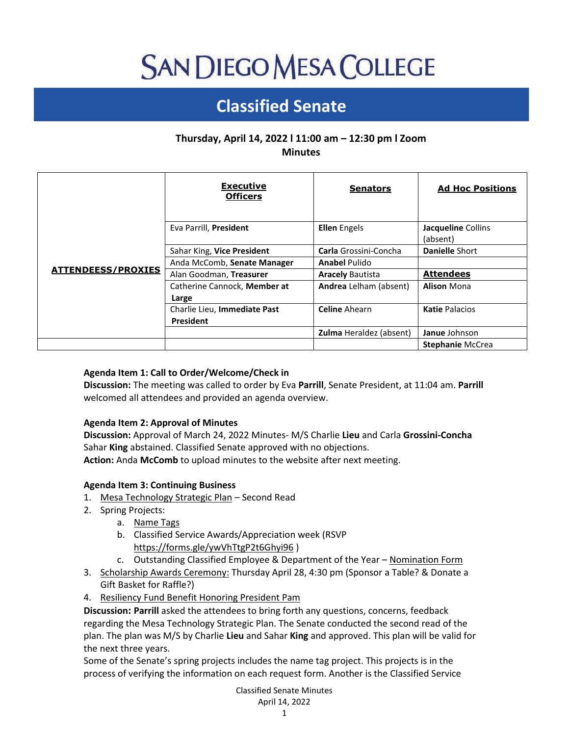# SAN DIEGO MESA COLLEGE

## Classified Senate

**Thursday, April 14, 2022 l 11:00 am – 12:30 pm l Zoom**
**Minutes**

| | Executive Officers | Senators | Ad Hoc Positions |
|---|---|---|---|
| **ATTENDEESS/PROXIES** | Eva Parrill, **President** | **Ellen** Engels | **Jacqueline** Collins (absent) |
| | Sahar King, **Vice President** | **Carla** Grossini-Concha | **Danielle** Short |
| | Anda McComb, **Senate Manager** | **Anabel** Pulido | |
| | Alan Goodman, **Treasurer** | **Aracely** Bautista | **Attendees** |
| | Catherine Cannock, **Member at Large** | **Andrea** Lelham (absent) | **Alison** Mona |
| | Charlie Lieu, **Immediate Past President** | **Celine** Ahearn | **Katie** Palacios |
| | | **Zulma** Heraldez (absent) | **Janue** Johnson |
| | | | **Stephanie** McCrea |

**Agenda Item 1: Call to Order/Welcome/Check in**
**Discussion:** The meeting was called to order by Eva **Parrill**, Senate President, at 11:04 am. **Parrill** welcomed all attendees and provided an agenda overview.

**Agenda Item 2: Approval of Minutes**
**Discussion:** Approval of March 24, 2022 Minutes- M/S Charlie **Lieu** and Carla **Grossini-Concha** Sahar **King** abstained. Classified Senate approved with no objections.
**Action:** Anda **McComb** to upload minutes to the website after next meeting.

**Agenda Item 3: Continuing Business**

1. Mesa Technology Strategic Plan – Second Read
2. Spring Projects:
   a. Name Tags
   b. Classified Service Awards/Appreciation week (RSVP https://forms.gle/ywVhTtgP2t6Ghyi96 )
   c. Outstanding Classified Employee & Department of the Year – Nomination Form
3. Scholarship Awards Ceremony: Thursday April 28, 4:30 pm (Sponsor a Table? & Donate a Gift Basket for Raffle?)
4. Resiliency Fund Benefit Honoring President Pam

**Discussion: Parrill** asked the attendees to bring forth any questions, concerns, feedback regarding the Mesa Technology Strategic Plan. The Senate conducted the second read of the plan. The plan was M/S by Charlie **Lieu** and Sahar **King** and approved. This plan will be valid for the next three years.
Some of the Senate's spring projects includes the name tag project. This projects is in the process of verifying the information on each request form. Another is the Classified Service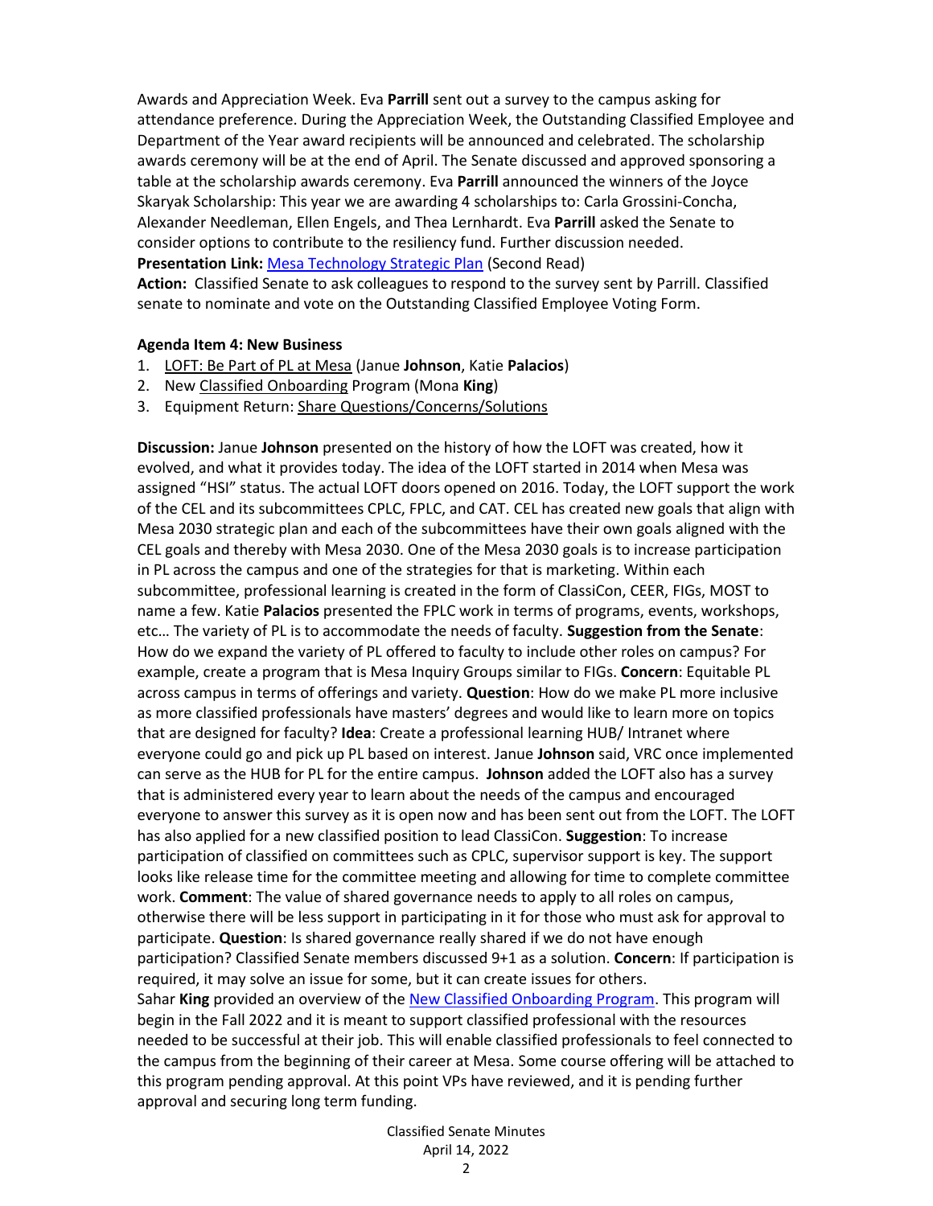Awards and Appreciation Week. Eva **Parrill** sent out a survey to the campus asking for attendance preference. During the Appreciation Week, the Outstanding Classified Employee and Department of the Year award recipients will be announced and celebrated. The scholarship awards ceremony will be at the end of April. The Senate discussed and approved sponsoring a table at the scholarship awards ceremony. Eva **Parrill** announced the winners of the Joyce Skaryak Scholarship: This year we are awarding 4 scholarships to: Carla Grossini-Concha, Alexander Needleman, Ellen Engels, and Thea Lernhardt. Eva **Parrill** asked the Senate to consider options to contribute to the resiliency fund. Further discussion needed.
**Presentation Link:** Mesa Technology Strategic Plan (Second Read)
**Action:** Classified Senate to ask colleagues to respond to the survey sent by Parrill. Classified senate to nominate and vote on the Outstanding Classified Employee Voting Form.

**Agenda Item 4: New Business**

1. LOFT: Be Part of PL at Mesa (Janue **Johnson**, Katie **Palacios**)
2. New Classified Onboarding Program (Mona **King**)
3. Equipment Return: Share Questions/Concerns/Solutions

**Discussion:** Janue **Johnson** presented on the history of how the LOFT was created, how it evolved, and what it provides today. The idea of the LOFT started in 2014 when Mesa was assigned "HSI" status. The actual LOFT doors opened on 2016. Today, the LOFT support the work of the CEL and its subcommittees CPLC, FPLC, and CAT. CEL has created new goals that align with Mesa 2030 strategic plan and each of the subcommittees have their own goals aligned with the CEL goals and thereby with Mesa 2030. One of the Mesa 2030 goals is to increase participation in PL across the campus and one of the strategies for that is marketing. Within each subcommittee, professional learning is created in the form of ClassiCon, CEER, FIGs, MOST to name a few. Katie **Palacios** presented the FPLC work in terms of programs, events, workshops, etc… The variety of PL is to accommodate the needs of faculty. **Suggestion from the Senate**: How do we expand the variety of PL offered to faculty to include other roles on campus? For example, create a program that is Mesa Inquiry Groups similar to FIGs. **Concern**: Equitable PL across campus in terms of offerings and variety. **Question**: How do we make PL more inclusive as more classified professionals have masters' degrees and would like to learn more on topics that are designed for faculty? **Idea**: Create a professional learning HUB/ Intranet where everyone could go and pick up PL based on interest. Janue **Johnson** said, VRC once implemented can serve as the HUB for PL for the entire campus. **Johnson** added the LOFT also has a survey that is administered every year to learn about the needs of the campus and encouraged everyone to answer this survey as it is open now and has been sent out from the LOFT. The LOFT has also applied for a new classified position to lead ClassiCon. **Suggestion**: To increase participation of classified on committees such as CPLC, supervisor support is key. The support looks like release time for the committee meeting and allowing for time to complete committee work. **Comment**: The value of shared governance needs to apply to all roles on campus, otherwise there will be less support in participating in it for those who must ask for approval to participate. **Question**: Is shared governance really shared if we do not have enough participation? Classified Senate members discussed 9+1 as a solution. **Concern**: If participation is required, it may solve an issue for some, but it can create issues for others.
Sahar **King** provided an overview of the New Classified Onboarding Program. This program will begin in the Fall 2022 and it is meant to support classified professional with the resources needed to be successful at their job. This will enable classified professionals to feel connected to the campus from the beginning of their career at Mesa. Some course offering will be attached to this program pending approval. At this point VPs have reviewed, and it is pending further approval and securing long term funding.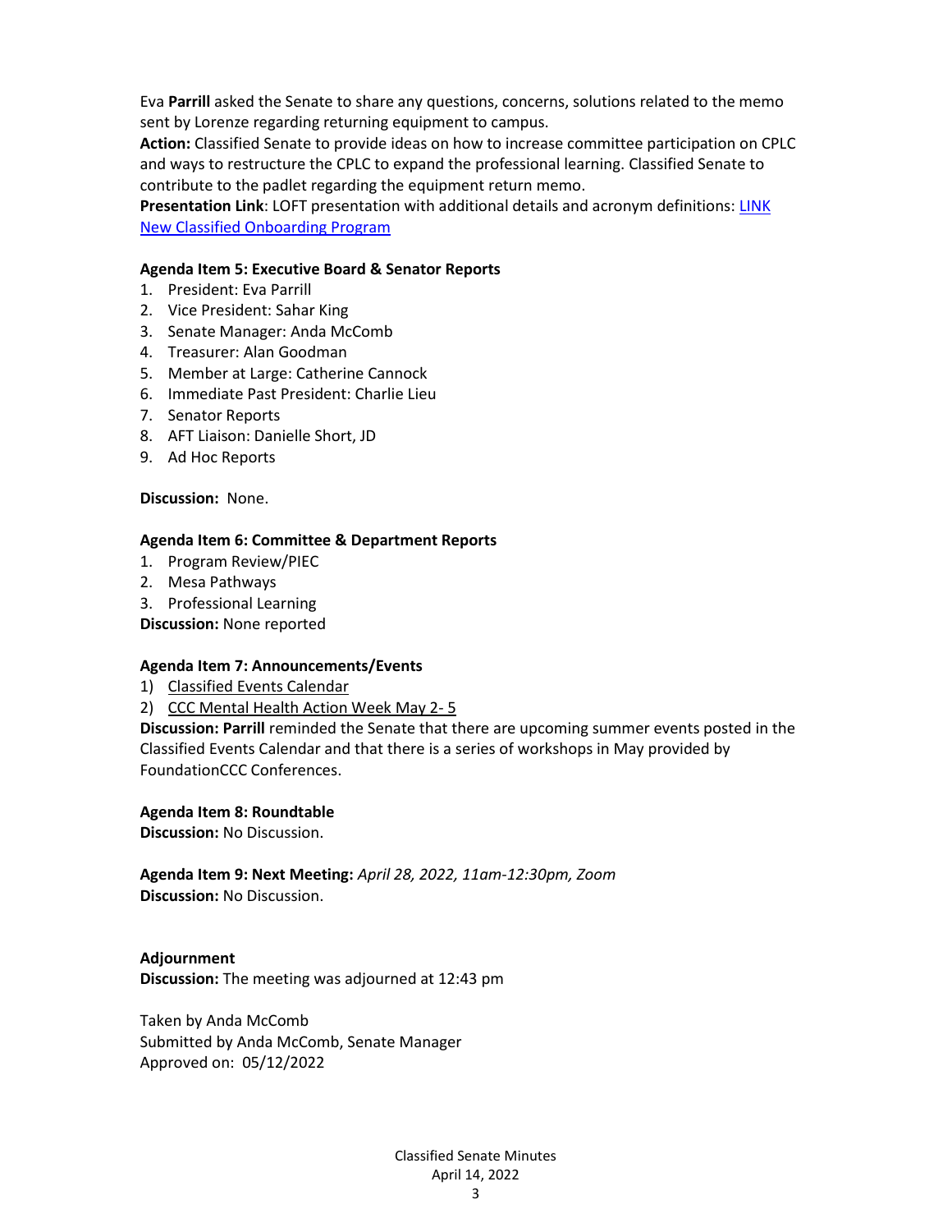Eva **Parrill** asked the Senate to share any questions, concerns, solutions related to the memo sent by Lorenze regarding returning equipment to campus.

**Action:** Classified Senate to provide ideas on how to increase committee participation on CPLC and ways to restructure the CPLC to expand the professional learning. Classified Senate to contribute to the padlet regarding the equipment return memo.

**Presentation Link**: LOFT presentation with additional details and acronym definitions: LINK

New Classified Onboarding Program

**Agenda Item 5: Executive Board & Senator Reports**

1. President: Eva Parrill
2. Vice President: Sahar King
3. Senate Manager: Anda McComb
4. Treasurer: Alan Goodman
5. Member at Large: Catherine Cannock
6. Immediate Past President: Charlie Lieu
7. Senator Reports
8. AFT Liaison: Danielle Short, JD
9. Ad Hoc Reports

**Discussion:** None.

**Agenda Item 6: Committee & Department Reports**

1. Program Review/PIEC
2. Mesa Pathways
3. Professional Learning

**Discussion:** None reported

**Agenda Item 7: Announcements/Events**

1) Classified Events Calendar
2) CCC Mental Health Action Week May 2- 5

**Discussion: Parrill** reminded the Senate that there are upcoming summer events posted in the Classified Events Calendar and that there is a series of workshops in May provided by FoundationCCC Conferences.

**Agenda Item 8: Roundtable**

**Discussion:** No Discussion.

**Agenda Item 9: Next Meeting:** *April 28, 2022, 11am-12:30pm, Zoom*

**Discussion:** No Discussion.

**Adjournment**

**Discussion:** The meeting was adjourned at 12:43 pm

Taken by Anda McComb
Submitted by Anda McComb, Senate Manager
Approved on: 05/12/2022